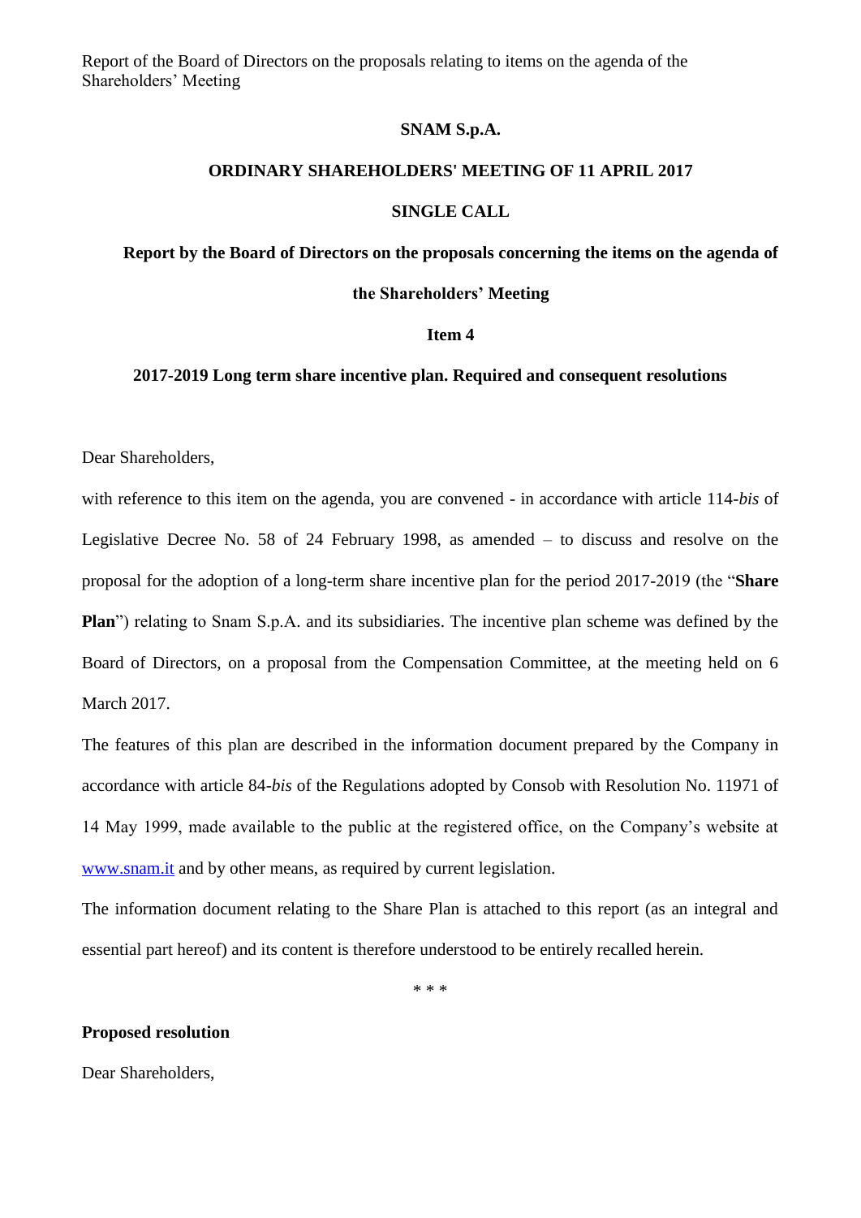Report of the Board of Directors on the proposals relating to items on the agenda of the Shareholders' Meeting

**SNAM S.p.A.**

**ORDINARY SHAREHOLDERS' MEETING OF 11 APRIL 2017**

**SINGLE CALL**

**Report by the Board of Directors on the proposals concerning the items on the agenda of the Shareholders' Meeting**

**Item 4**

**2017-2019 Long term share incentive plan. Required and consequent resolutions**

Dear Shareholders,

with reference to this item on the agenda, you are convened - in accordance with article 114-*bis* of Legislative Decree No. 58 of 24 February 1998, as amended – to discuss and resolve on the proposal for the adoption of a long-term share incentive plan for the period 2017-2019 (the "**Share Plan**") relating to Snam S.p.A. and its subsidiaries. The incentive plan scheme was defined by the Board of Directors, on a proposal from the Compensation Committee, at the meeting held on 6 March 2017.

The features of this plan are described in the information document prepared by the Company in accordance with article 84-*bis* of the Regulations adopted by Consob with Resolution No. 11971 of 14 May 1999, made available to the public at the registered office, on the Company's website at www.snam.it and by other means, as required by current legislation.

The information document relating to the Share Plan is attached to this report (as an integral and essential part hereof) and its content is therefore understood to be entirely recalled herein.

\* \* \*

**Proposed resolution**

Dear Shareholders,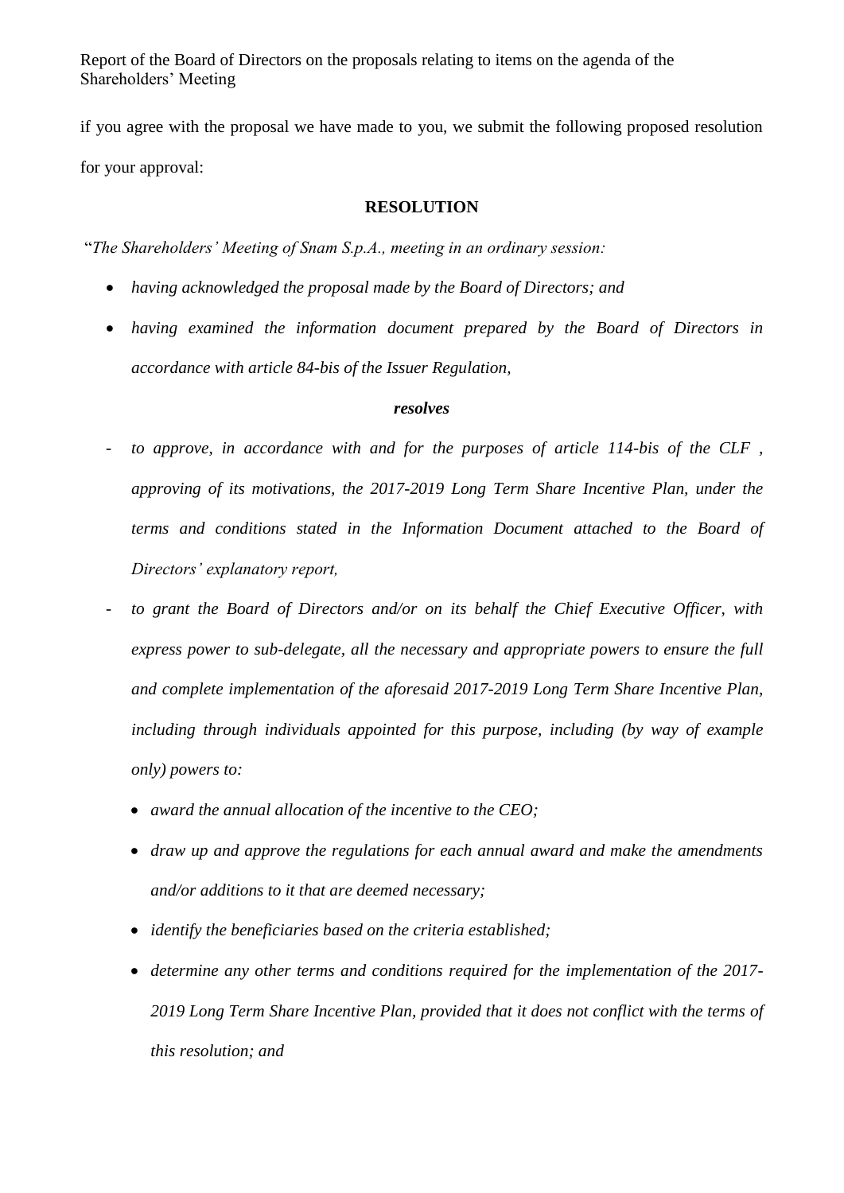if you agree with the proposal we have made to you, we submit the following proposed resolution for your approval:

**RESOLUTION**

"*The Shareholders' Meeting of Snam S.p.A., meeting in an ordinary session:*

- *having acknowledged the proposal made by the Board of Directors; and*
- *having examined the information document prepared by the Board of Directors in accordance with article 84-bis of the Issuer Regulation,*

***resolves***

- *to approve, in accordance with and for the purposes of article 114-bis of the CLF , approving of its motivations, the 2017-2019 Long Term Share Incentive Plan, under the terms and conditions stated in the Information Document attached to the Board of Directors' explanatory report,*
- *to grant the Board of Directors and/or on its behalf the Chief Executive Officer, with express power to sub-delegate, all the necessary and appropriate powers to ensure the full and complete implementation of the aforesaid 2017-2019 Long Term Share Incentive Plan, including through individuals appointed for this purpose, including (by way of example only) powers to:*
  - *award the annual allocation of the incentive to the CEO;*
  - *draw up and approve the regulations for each annual award and make the amendments and/or additions to it that are deemed necessary;*
  - *identify the beneficiaries based on the criteria established;*
  - *determine any other terms and conditions required for the implementation of the 2017-2019 Long Term Share Incentive Plan, provided that it does not conflict with the terms of this resolution; and*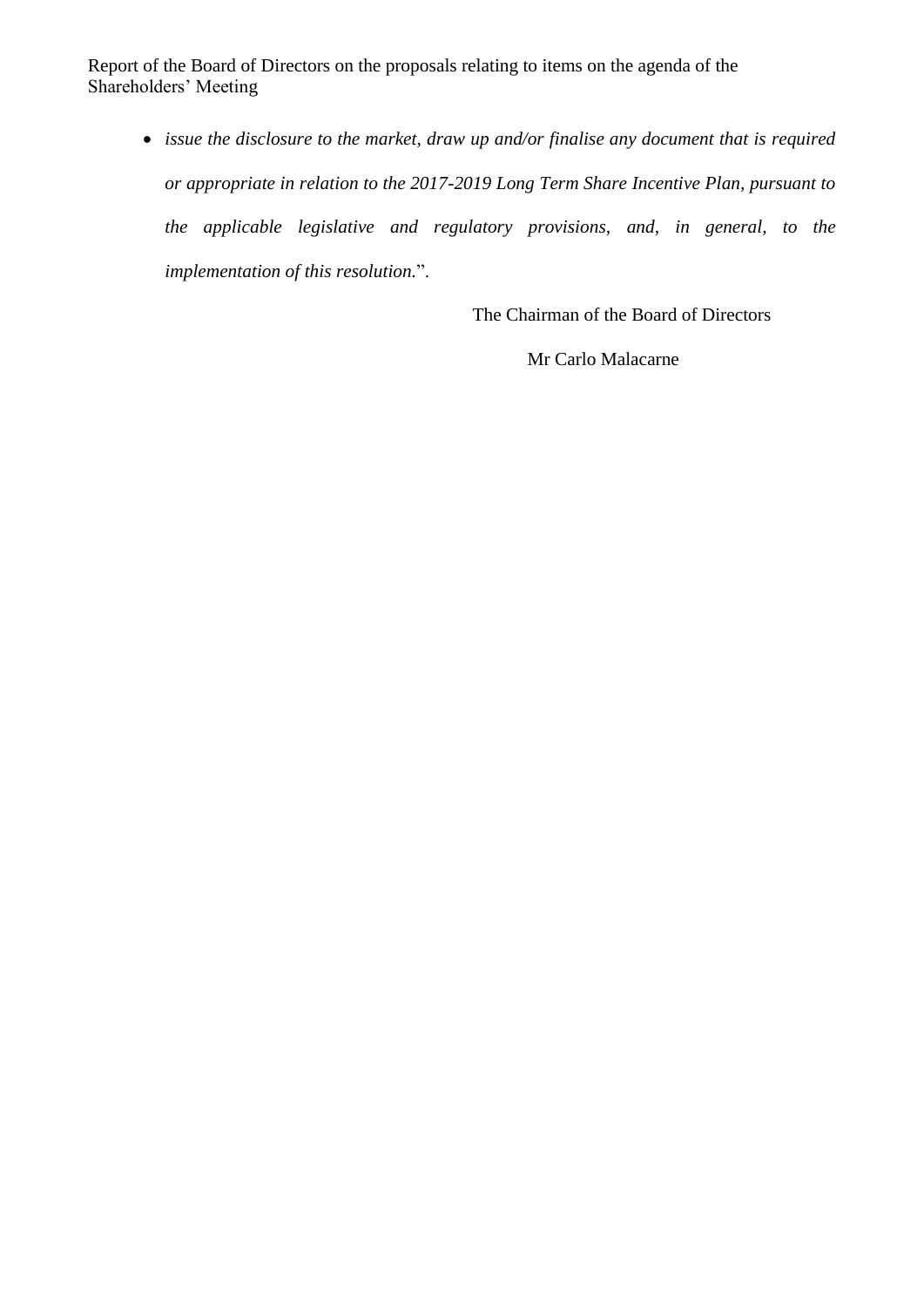- *issue the disclosure to the market, draw up and/or finalise any document that is required or appropriate in relation to the 2017-2019 Long Term Share Incentive Plan, pursuant to the applicable legislative and regulatory provisions, and, in general, to the implementation of this resolution.*".

The Chairman of the Board of Directors

Mr Carlo Malacarne